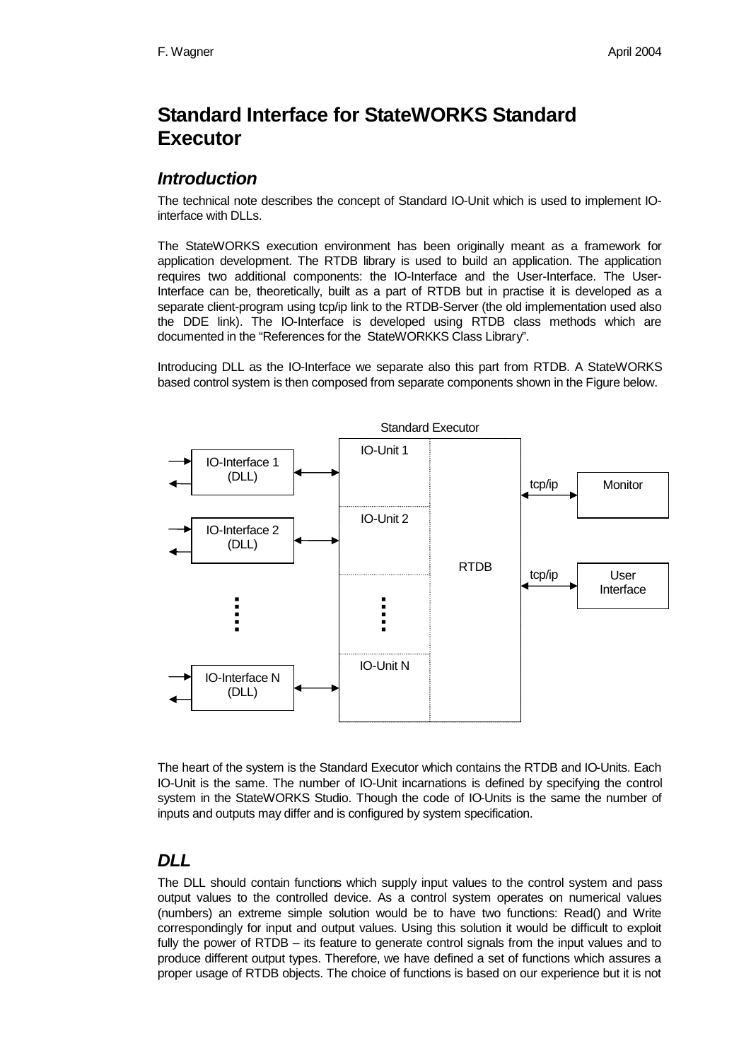# Standard Interface for StateWORKS Standard Executor

## *Introduction*

The technical note describes the concept of Standard IO-Unit which is used to implement IO-interface with DLLs.

The StateWORKS execution environment has been originally meant as a framework for application development. The RTDB library is used to build an application. The application requires two additional components: the IO-Interface and the User-Interface. The User-Interface can be, theoretically, built as a part of RTDB but in practise it is developed as a separate client-program using tcp/ip link to the RTDB-Server (the old implementation used also the DDE link). The IO-Interface is developed using RTDB class methods which are documented in the "References for the StateWORKKS Class Library".

Introducing DLL as the IO-Interface we separate also this part from RTDB. A StateWORKS based control system is then composed from separate components shown in the Figure below.

The heart of the system is the Standard Executor which contains the RTDB and IO-Units. Each IO-Unit is the same. The number of IO-Unit incarnations is defined by specifying the control system in the StateWORKS Studio. Though the code of IO-Units is the same the number of inputs and outputs may differ and is configured by system specification.

## *DLL*

The DLL should contain functions which supply input values to the control system and pass output values to the controlled device. As a control system operates on numerical values (numbers) an extreme simple solution would be to have two functions: Read() and Write correspondingly for input and output values. Using this solution it would be difficult to exploit fully the power of RTDB – its feature to generate control signals from the input values and to produce different output types. Therefore, we have defined a set of functions which assures a proper usage of RTDB objects. The choice of functions is based on our experience but it is not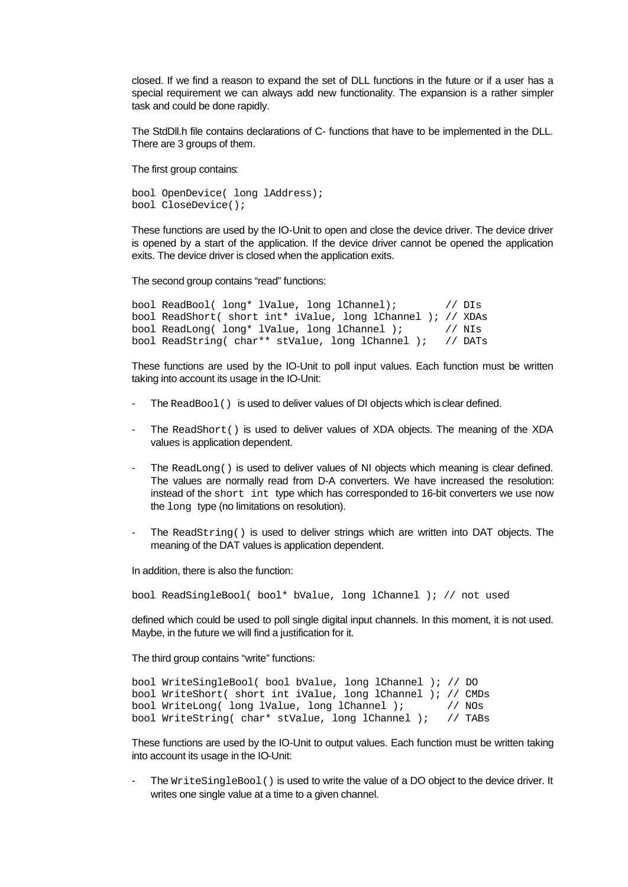closed. If we find a reason to expand the set of DLL functions in the future or if a user has a special requirement we can always add new functionality. The expansion is a rather simpler task and could be done rapidly.

The StdDll.h file contains declarations of C- functions that have to be implemented in the DLL. There are 3 groups of them.

The first group contains:

```
bool OpenDevice( long lAddress);
bool CloseDevice();
```

These functions are used by the IO-Unit to open and close the device driver. The device driver is opened by a start of the application. If the device driver cannot be opened the application exits. The device driver is closed when the application exits.

The second group contains “read” functions:

```
bool ReadBool( long* lValue, long lChannel);        // DIs
bool ReadShort( short int* iValue, long lChannel ); // XDAs
bool ReadLong( long* lValue, long lChannel );       // NIs
bool ReadString( char** stValue, long lChannel );   // DATs
```

These functions are used by the IO-Unit to poll input values. Each function must be written taking into account its usage in the IO-Unit:

- The `ReadBool()` is used to deliver values of DI objects which is clear defined.

- The `ReadShort()` is used to deliver values of XDA objects. The meaning of the XDA values is application dependent.

- The `ReadLong()` is used to deliver values of NI objects which meaning is clear defined. The values are normally read from D-A converters. We have increased the resolution: instead of the `short int` type which has corresponded to 16-bit converters we use now the `long` type (no limitations on resolution).

- The `ReadString()` is used to deliver strings which are written into DAT objects. The meaning of the DAT values is application dependent.

In addition, there is also the function:

```
bool ReadSingleBool( bool* bValue, long lChannel ); // not used
```

defined which could be used to poll single digital input channels. In this moment, it is not used. Maybe, in the future we will find a justification for it.

The third group contains “write” functions:

```
bool WriteSingleBool( bool bValue, long lChannel ); // DO
bool WriteShort( short int iValue, long lChannel ); // CMDs
bool WriteLong( long lValue, long lChannel );       // NOs
bool WriteString( char* stValue, long lChannel );   // TABs
```

These functions are used by the IO-Unit to output values. Each function must be written taking into account its usage in the IO-Unit:

- The `WriteSingleBool()` is used to write the value of a DO object to the device driver. It writes one single value at a time to a given channel.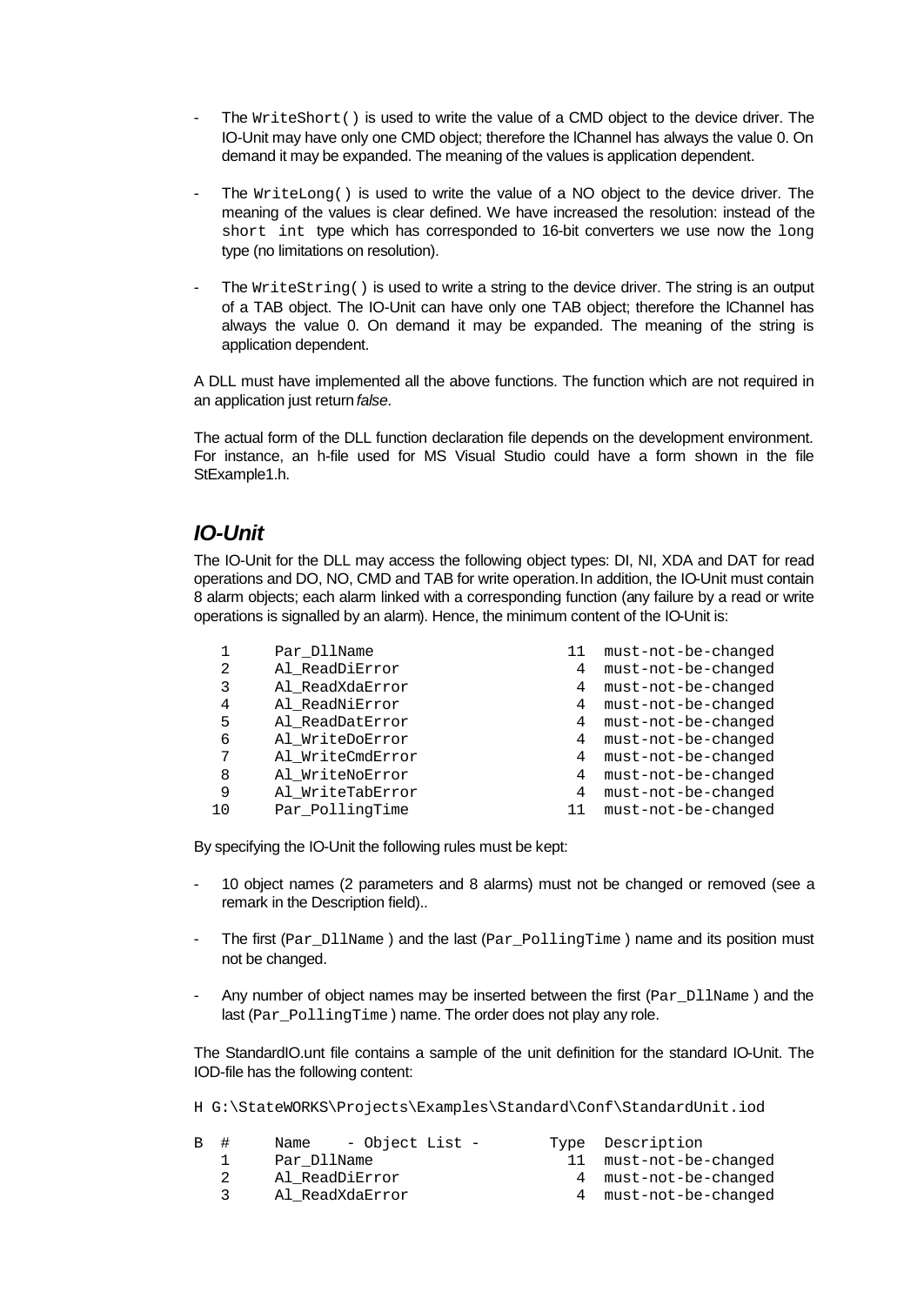- The `WriteShort()` is used to write the value of a CMD object to the device driver. The IO-Unit may have only one CMD object; therefore the lChannel has always the value 0. On demand it may be expanded. The meaning of the values is application dependent.

- The `WriteLong()` is used to write the value of a NO object to the device driver. The meaning of the values is clear defined. We have increased the resolution: instead of the `short int` type which has corresponded to 16-bit converters we use now the `long` type (no limitations on resolution).

- The `WriteString()` is used to write a string to the device driver. The string is an output of a TAB object. The IO-Unit can have only one TAB object; therefore the lChannel has always the value 0. On demand it may be expanded. The meaning of the string is application dependent.

A DLL must have implemented all the above functions. The function which are not required in an application just return *false*.

The actual form of the DLL function declaration file depends on the development environment. For instance, an h-file used for MS Visual Studio could have a form shown in the file StExample1.h.

## *IO-Unit*

The IO-Unit for the DLL may access the following object types: DI, NI, XDA and DAT for read operations and DO, NO, CMD and TAB for write operation. In addition, the IO-Unit must contain 8 alarm objects; each alarm linked with a corresponding function (any failure by a read or write operations is signalled by an alarm). Hence, the minimum content of the IO-Unit is:

```
   1     Par_DllName                    11  must-not-be-changed
   2     Al_ReadDiError                  4  must-not-be-changed
   3     Al_ReadXdaError                 4  must-not-be-changed
   4     Al_ReadNiError                  4  must-not-be-changed
   5     Al_ReadDatError                 4  must-not-be-changed
   6     Al_WriteDoError                 4  must-not-be-changed
   7     Al_WriteCmdError                4  must-not-be-changed
   8     Al_WriteNoError                 4  must-not-be-changed
   9     Al_WriteTabError                4  must-not-be-changed
  10     Par_PollingTime                11  must-not-be-changed
```

By specifying the IO-Unit the following rules must be kept:

- 10 object names (2 parameters and 8 alarms) must not be changed or removed (see a remark in the Description field)..

- The first (`Par_DllName`) and the last (`Par_PollingTime`) name and its position must not be changed.

- Any number of object names may be inserted between the first (`Par_DllName`) and the last (`Par_PollingTime`) name. The order does not play any role.

The StandardIO.unt file contains a sample of the unit definition for the standard IO-Unit. The IOD-file has the following content:

```
H G:\StateWORKS\Projects\Examples\Standard\Conf\StandardUnit.iod

B  #     Name    - Object List -       Type  Description
   1     Par_DllName                    11  must-not-be-changed
   2     Al_ReadDiError                  4  must-not-be-changed
   3     Al_ReadXdaError                 4  must-not-be-changed
```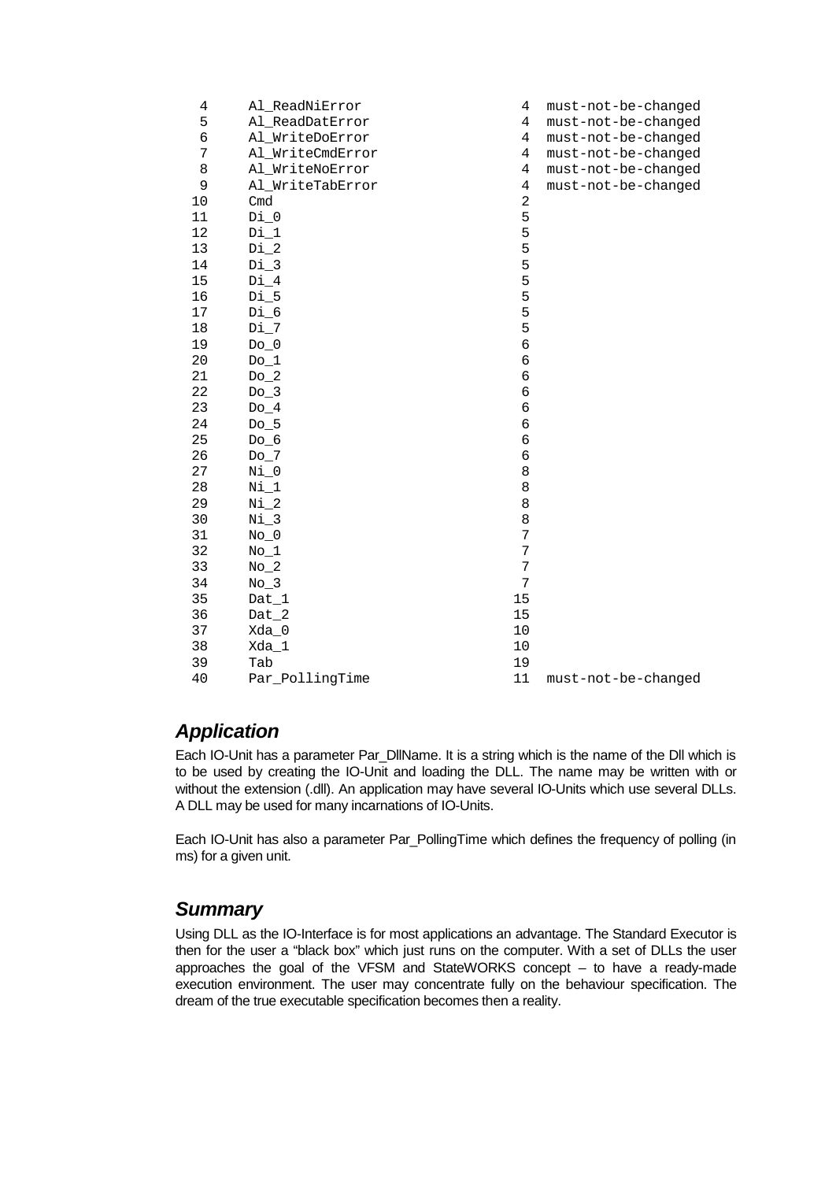```
 4     Al_ReadNiError                  4  must-not-be-changed
 5     Al_ReadDatError                 4  must-not-be-changed
 6     Al_WriteDoError                 4  must-not-be-changed
 7     Al_WriteCmdError                4  must-not-be-changed
 8     Al_WriteNoError                 4  must-not-be-changed
 9     Al_WriteTabError                4  must-not-be-changed
10     Cmd                             2
11     Di_0                            5
12     Di_1                            5
13     Di_2                            5
14     Di_3                            5
15     Di_4                            5
16     Di_5                            5
17     Di_6                            5
18     Di_7                            5
19     Do_0                            6
20     Do_1                            6
21     Do_2                            6
22     Do_3                            6
23     Do_4                            6
24     Do_5                            6
25     Do_6                            6
26     Do_7                            6
27     Ni_0                            8
28     Ni_1                            8
29     Ni_2                            8
30     Ni_3                            8
31     No_0                            7
32     No_1                            7
33     No_2                            7
34     No_3                            7
35     Dat_1                          15
36     Dat_2                          15
37     Xda_0                          10
38     Xda_1                          10
39     Tab                            19
40     Par_PollingTime                11  must-not-be-changed
```

## Application

Each IO-Unit has a parameter Par_DllName. It is a string which is the name of the Dll which is to be used by creating the IO-Unit and loading the DLL. The name may be written with or without the extension (.dll). An application may have several IO-Units which use several DLLs. A DLL may be used for many incarnations of IO-Units.

Each IO-Unit has also a parameter Par_PollingTime which defines the frequency of polling (in ms) for a given unit.

## Summary

Using DLL as the IO-Interface is for most applications an advantage. The Standard Executor is then for the user a "black box" which just runs on the computer. With a set of DLLs the user approaches the goal of the VFSM and StateWORKS concept – to have a ready-made execution environment. The user may concentrate fully on the behaviour specification. The dream of the true executable specification becomes then a reality.